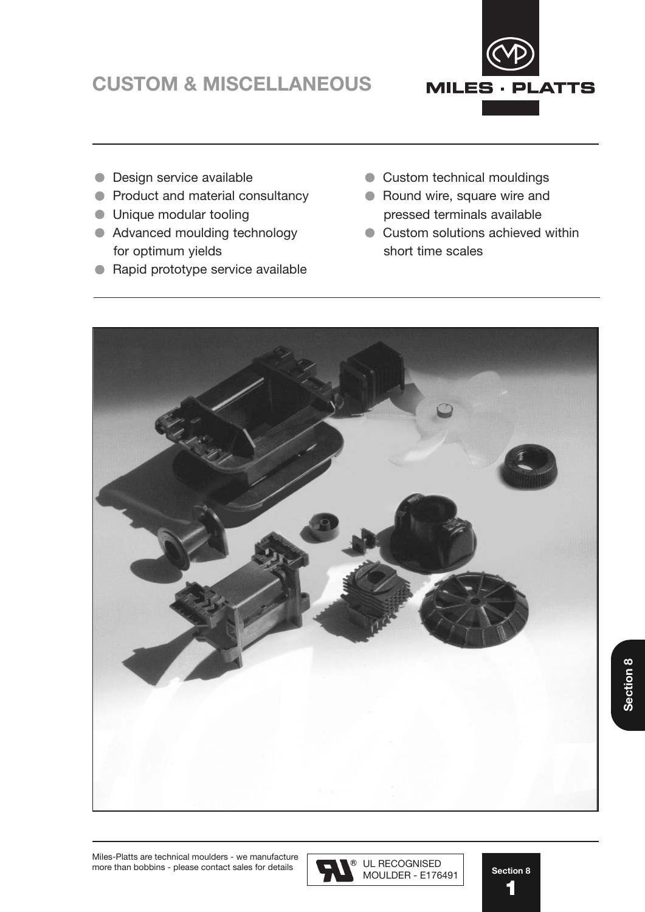# CUSTOM & MISCELLANEOUS

- Design service available
- Product and material consultancy
- Unique modular tooling
- Advanced moulding technology for optimum yields
- Rapid prototype service available
- Custom technical mouldings
- Round wire, square wire and pressed terminals available
- Custom solutions achieved within short time scales

Miles-Platts are technical moulders - we manufacture more than bobbins - please contact sales for details

UL RECOGNISED MOULDER - E176491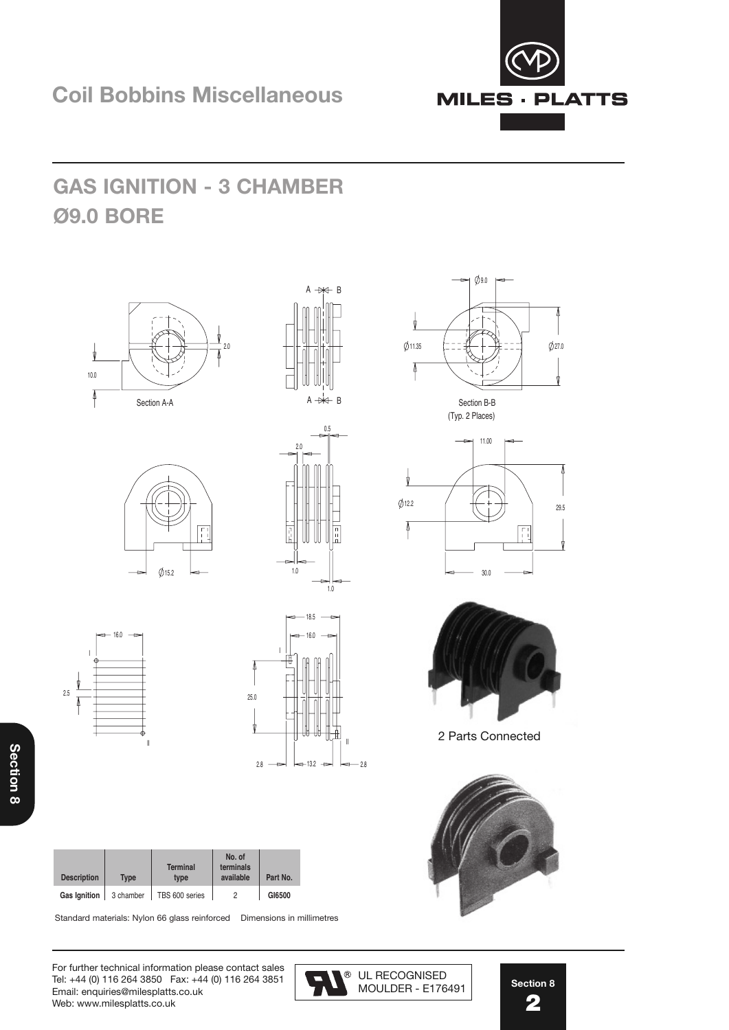# Coil Bobbins Miscellaneous

## GAS IGNITION - 3 CHAMBER
## Ø9.0 BORE

Section A-A

Section B-B
(Typ. 2 Places)

2 Parts Connected

| Description | Type | Terminal type | No. of terminals available | Part No. |
|---|---|---|---|---|
| Gas Ignition | 3 chamber | TBS 600 series | 2 | **GI6500** |

Standard materials: Nylon 66 glass reinforced    Dimensions in millimetres

For further technical information please contact sales
Tel: +44 (0) 116 264 3850   Fax: +44 (0) 116 264 3851
Email: enquiries@milesplatts.co.uk
Web: www.milesplatts.co.uk

UL RECOGNISED MOULDER - E176491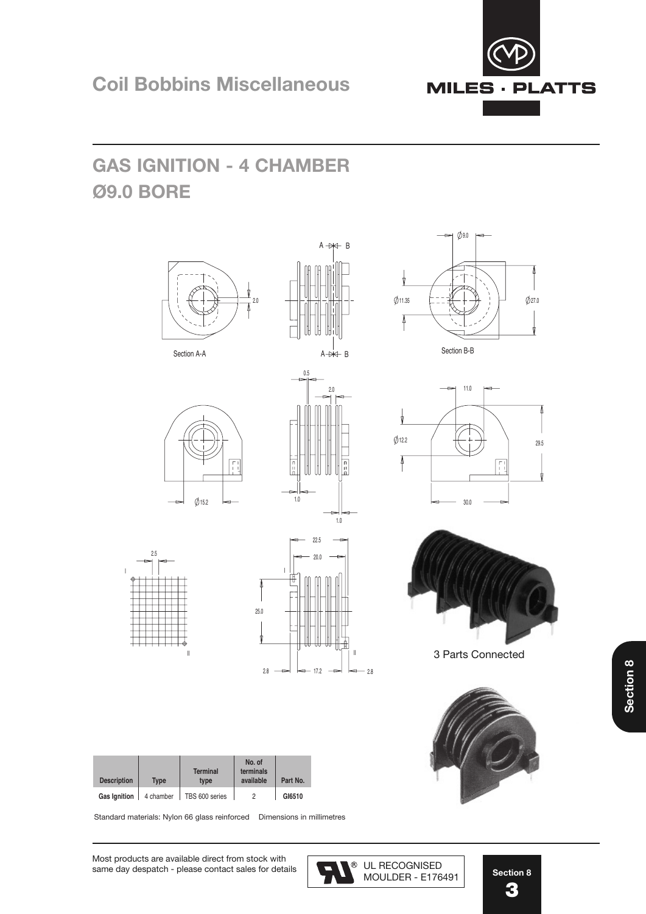# Coil Bobbins Miscellaneous

## GAS IGNITION - 4 CHAMBER
## Ø9.0 BORE

Section A-A

Section B-B

3 Parts Connected

| Description | Type | Terminal type | No. of terminals available | Part No. |
|---|---|---|---|---|
| Gas Ignition | 4 chamber | TBS 600 series | 2 | GI6510 |

Standard materials: Nylon 66 glass reinforced    Dimensions in millimetres

Most products are available direct from stock with same day despatch - please contact sales for details

UL RECOGNISED MOULDER - E176491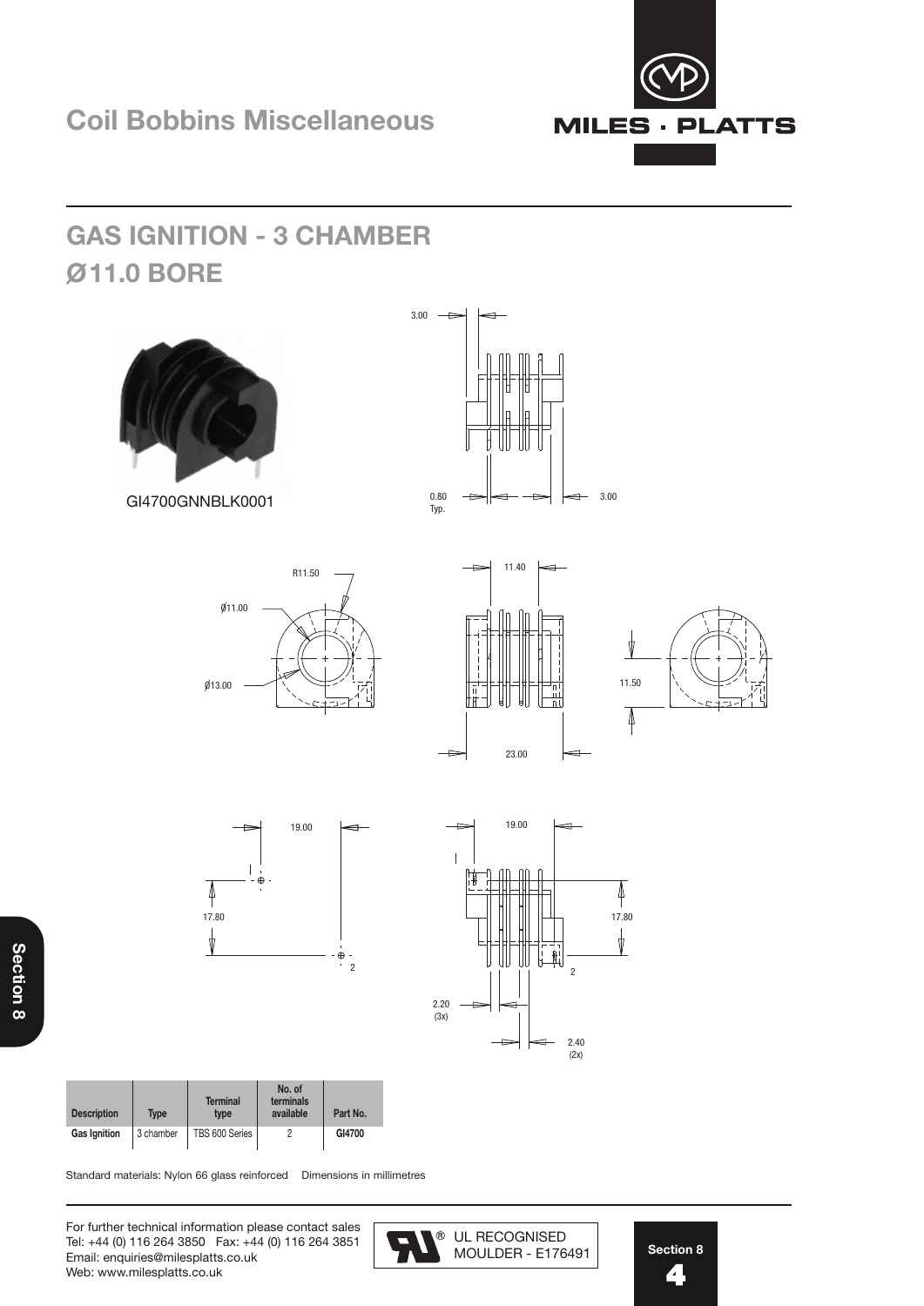# Coil Bobbins Miscellaneous

## GAS IGNITION - 3 CHAMBER
## Ø11.0 BORE

GI4700GNNBLK0001

| Description | Type | Terminal type | No. of terminals available | Part No. |
|---|---|---|---|---|
| Gas Ignition | 3 chamber | TBS 600 Series | 2 | GI4700 |

Standard materials: Nylon 66 glass reinforced    Dimensions in millimetres

For further technical information please contact sales
Tel: +44 (0) 116 264 3850  Fax: +44 (0) 116 264 3851
Email: enquiries@milesplatts.co.uk
Web: www.milesplatts.co.uk

UL RECOGNISED MOULDER - E176491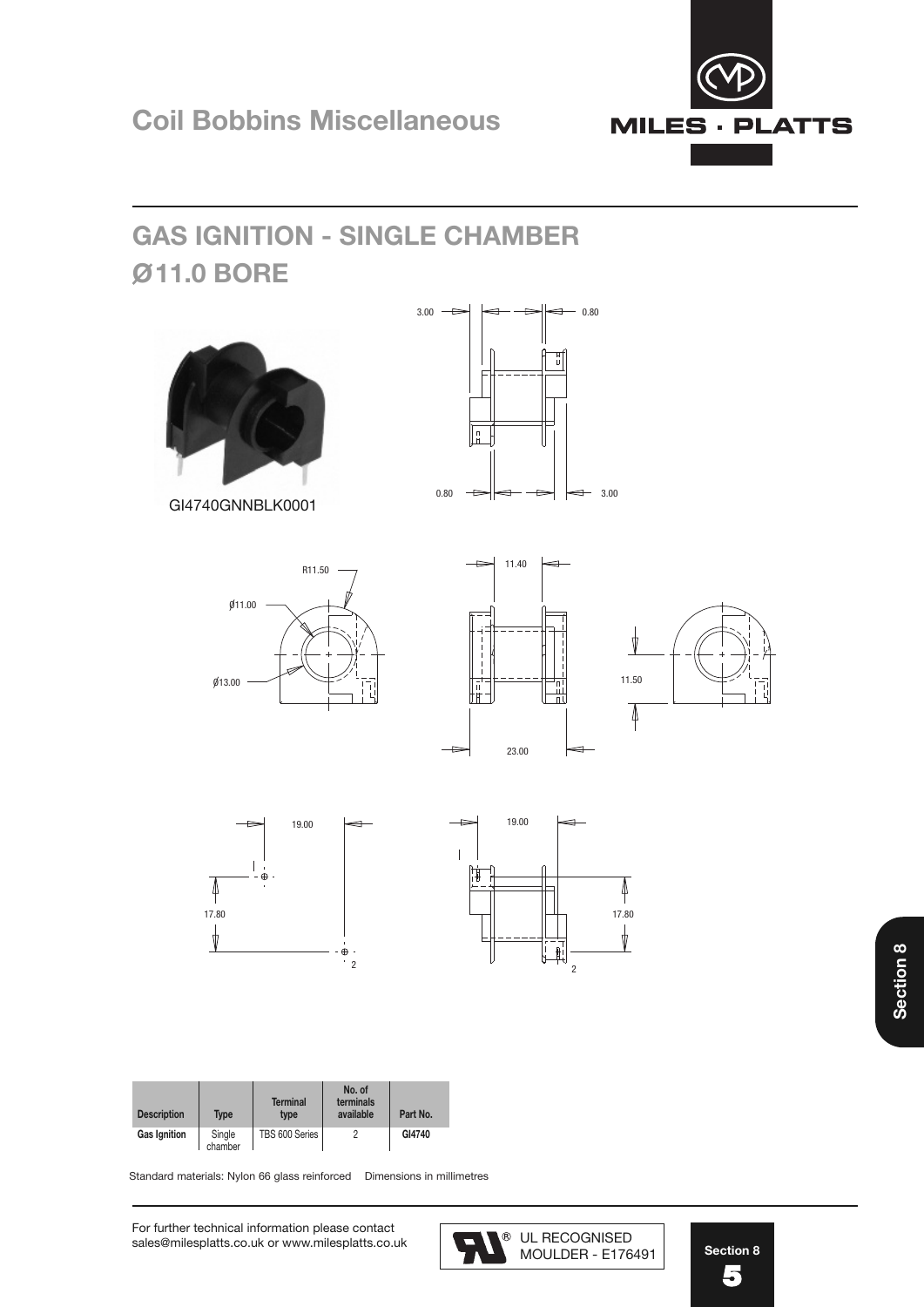# Coil Bobbins Miscellaneous

## GAS IGNITION - SINGLE CHAMBER
## Ø11.0 BORE

GI4740GNNBLK0001

| Description | Type | Terminal type | No. of terminals available | Part No. |
|---|---|---|---|---|
| Gas Ignition | Single chamber | TBS 600 Series | 2 | GI4740 |

Standard materials: Nylon 66 glass reinforced    Dimensions in millimetres

For further technical information please contact
sales@milesplatts.co.uk or www.milesplatts.co.uk

UL RECOGNISED MOULDER - E176491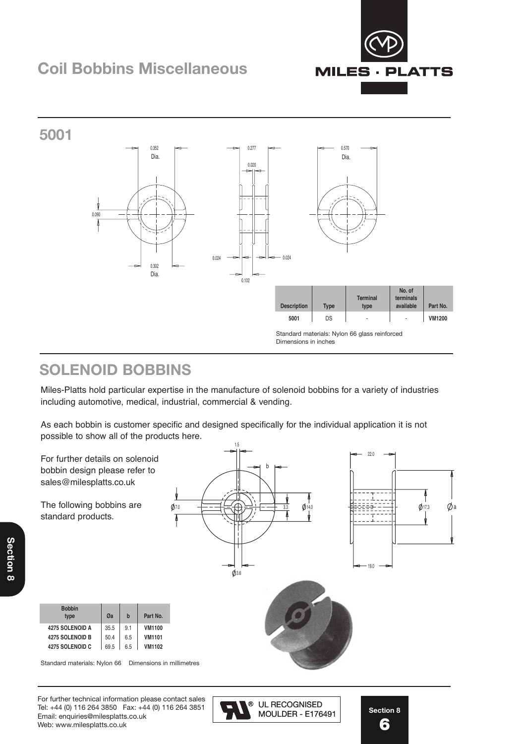# Coil Bobbins Miscellaneous

## 5001

| Description | Type | Terminal type | No. of terminals available | Part No. |
|---|---|---|---|---|
| 5001 | DS | - | - | VM1200 |

Standard materials: Nylon 66 glass reinforced
Dimensions in inches

## SOLENOID BOBBINS

Miles-Platts hold particular expertise in the manufacture of solenoid bobbins for a variety of industries including automotive, medical, industrial, commercial & vending.

As each bobbin is customer specific and designed specifically for the individual application it is not possible to show all of the products here.

For further details on solenoid bobbin design please refer to sales@milesplatts.co.uk

The following bobbins are standard products.

| Bobbin type | Øa | b | Part No. |
|---|---|---|---|
| 4275 SOLENOID A | 35.5 | 9.1 | VM1100 |
| 4275 SOLENOID B | 50.4 | 6.5 | VM1101 |
| 4275 SOLENOID C | 69.5 | 6.5 | VM1102 |

Standard materials: Nylon 66 Dimensions in millimetres

For further technical information please contact sales
Tel: +44 (0) 116 264 3850 Fax: +44 (0) 116 264 3851
Email: enquiries@milesplatts.co.uk
Web: www.milesplatts.co.uk

UL RECOGNISED MOULDER - E176491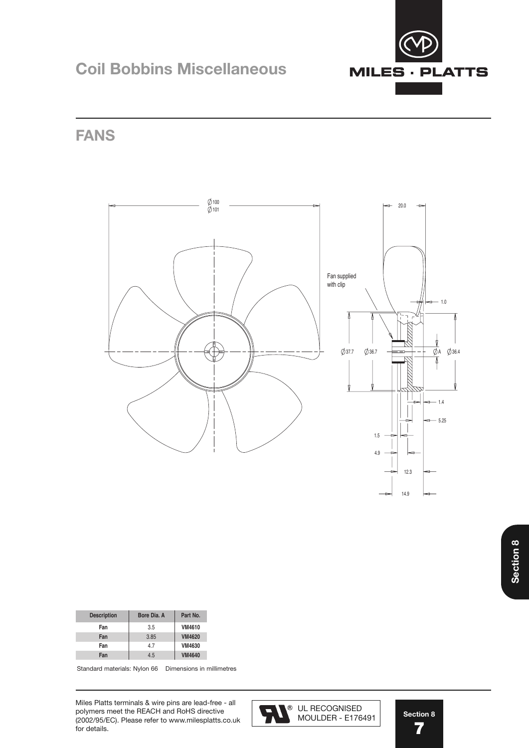# Coil Bobbins Miscellaneous

## FANS

| Description | Bore Dia. A | Part No. |
|---|---|---|
| Fan | 3.5 | VM4610 |
| Fan | 3.85 | VM4620 |
| Fan | 4.7 | VM4630 |
| Fan | 4.5 | VM4640 |

Standard materials: Nylon 66    Dimensions in millimetres

Miles Platts terminals & wire pins are lead-free - all polymers meet the REACH and RoHS directive (2002/95/EC). Please refer to www.milesplatts.co.uk for details.

UL RECOGNISED MOULDER - E176491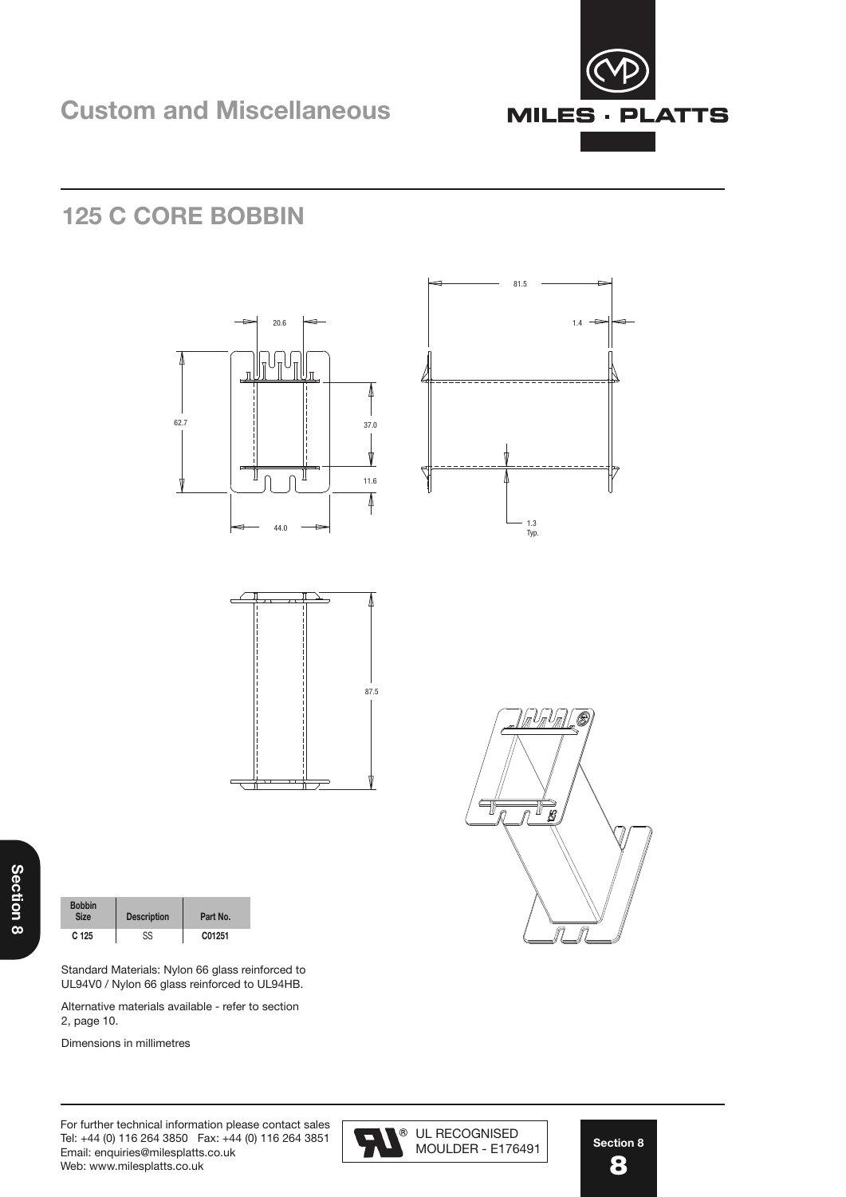# Custom and Miscellaneous

## 125 C CORE BOBBIN

20.6

62.7

37.0

11.6

44.0

81.5

1.4

1.3
Typ.

87.5

| Bobbin Size | Description | Part No. |
|---|---|---|
| C 125 | SS | C01251 |

Standard Materials: Nylon 66 glass reinforced to UL94V0 / Nylon 66 glass reinforced to UL94HB.

Alternative materials available - refer to section 2, page 10.

Dimensions in millimetres

For further technical information please contact sales
Tel: +44 (0) 116 264 3850 Fax: +44 (0) 116 264 3851
Email: enquiries@milesplatts.co.uk
Web: www.milesplatts.co.uk

UL RECOGNISED MOULDER - E176491